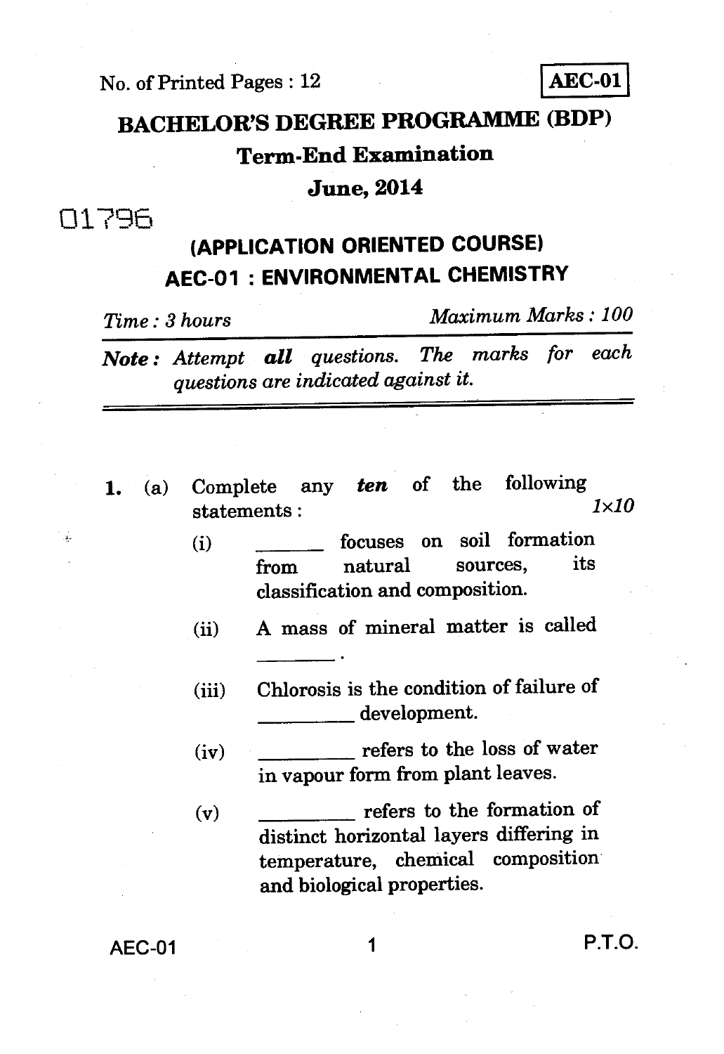No. of Printed Pages : 12

**AEC-01**

# BACHELOR'S DEGREE PROGRAMME (BDP)

## Term-End Examination

## June, 2014

01796

## (APPLICATION ORIENTED COURSE)

## AEC-01 : ENVIRONMENTAL CHEMISTRY

*Time : 3 hours* *Maximum Marks : 100*

***Note :*** *Attempt **all** questions. The marks for each questions are indicated against it.*

---

**1.** (a) Complete any ***ten*** of the following statements : *1×10*

(i) ______ focuses on soil formation from natural sources, its classification and composition.

(ii) A mass of mineral matter is called ________ .

(iii) Chlorosis is the condition of failure of _________ development.

(iv) _________ refers to the loss of water in vapour form from plant leaves.

(v) _________ refers to the formation of distinct horizontal layers differing in temperature, chemical composition and biological properties.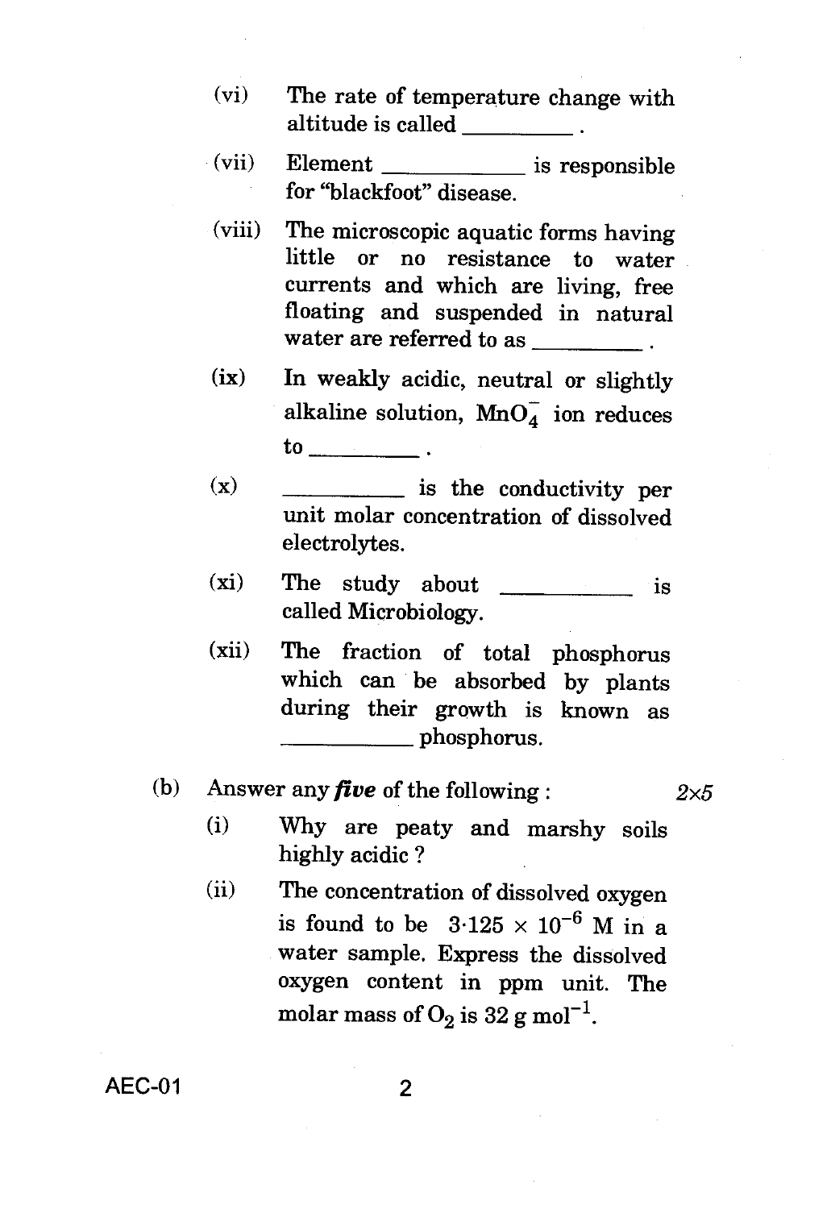(vi) The rate of temperature change with altitude is called ________ .

(vii) Element __________ is responsible for "blackfoot" disease.

(viii) The microscopic aquatic forms having little or no resistance to water currents and which are living, free floating and suspended in natural water are referred to as ________ .

(ix) In weakly acidic, neutral or slightly alkaline solution, $MnO_4^-$ ion reduces to ________ .

(x) ________ is the conductivity per unit molar concentration of dissolved electrolytes.

(xi) The study about __________ is called Microbiology.

(xii) The fraction of total phosphorus which can be absorbed by plants during their growth is known as __________ phosphorus.

(b) Answer any ***five*** of the following : $2 \times 5$

(i) Why are peaty and marshy soils highly acidic ?

(ii) The concentration of dissolved oxygen is found to be $3 \cdot 125 \times 10^{-6}$ M in a water sample. Express the dissolved oxygen content in ppm unit. The molar mass of $O_2$ is 32 g $mol^{-1}$.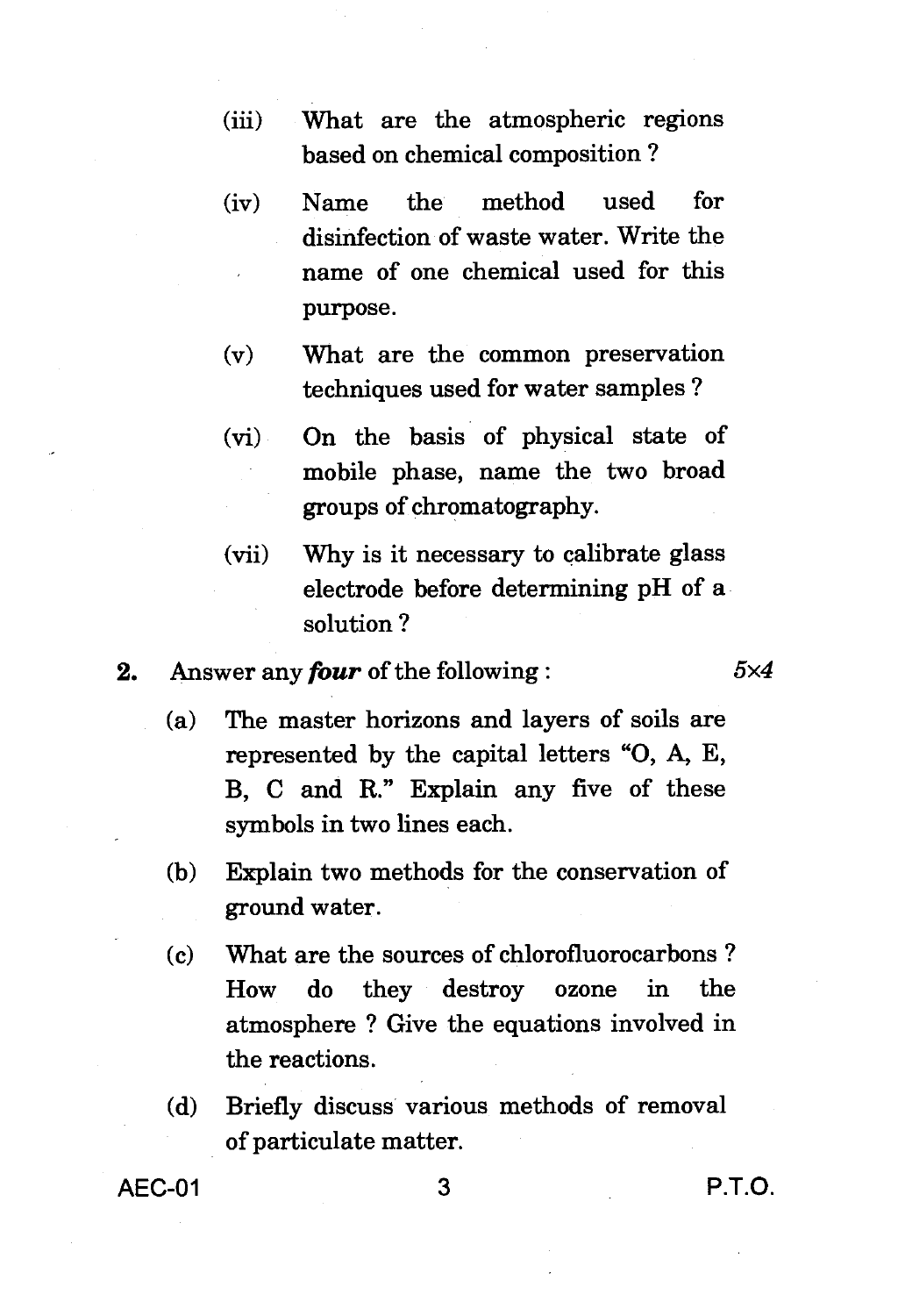(iii) What are the atmospheric regions based on chemical composition ?

(iv) Name the method used for disinfection of waste water. Write the name of one chemical used for this purpose.

(v) What are the common preservation techniques used for water samples ?

(vi) On the basis of physical state of mobile phase, name the two broad groups of chromatography.

(vii) Why is it necessary to calibrate glass electrode before determining pH of a solution ?

**2.** Answer any ***four*** of the following : *5×4*

(a) The master horizons and layers of soils are represented by the capital letters "O, A, E, B, C and R." Explain any five of these symbols in two lines each.

(b) Explain two methods for the conservation of ground water.

(c) What are the sources of chlorofluorocarbons ? How do they destroy ozone in the atmosphere ? Give the equations involved in the reactions.

(d) Briefly discuss various methods of removal of particulate matter.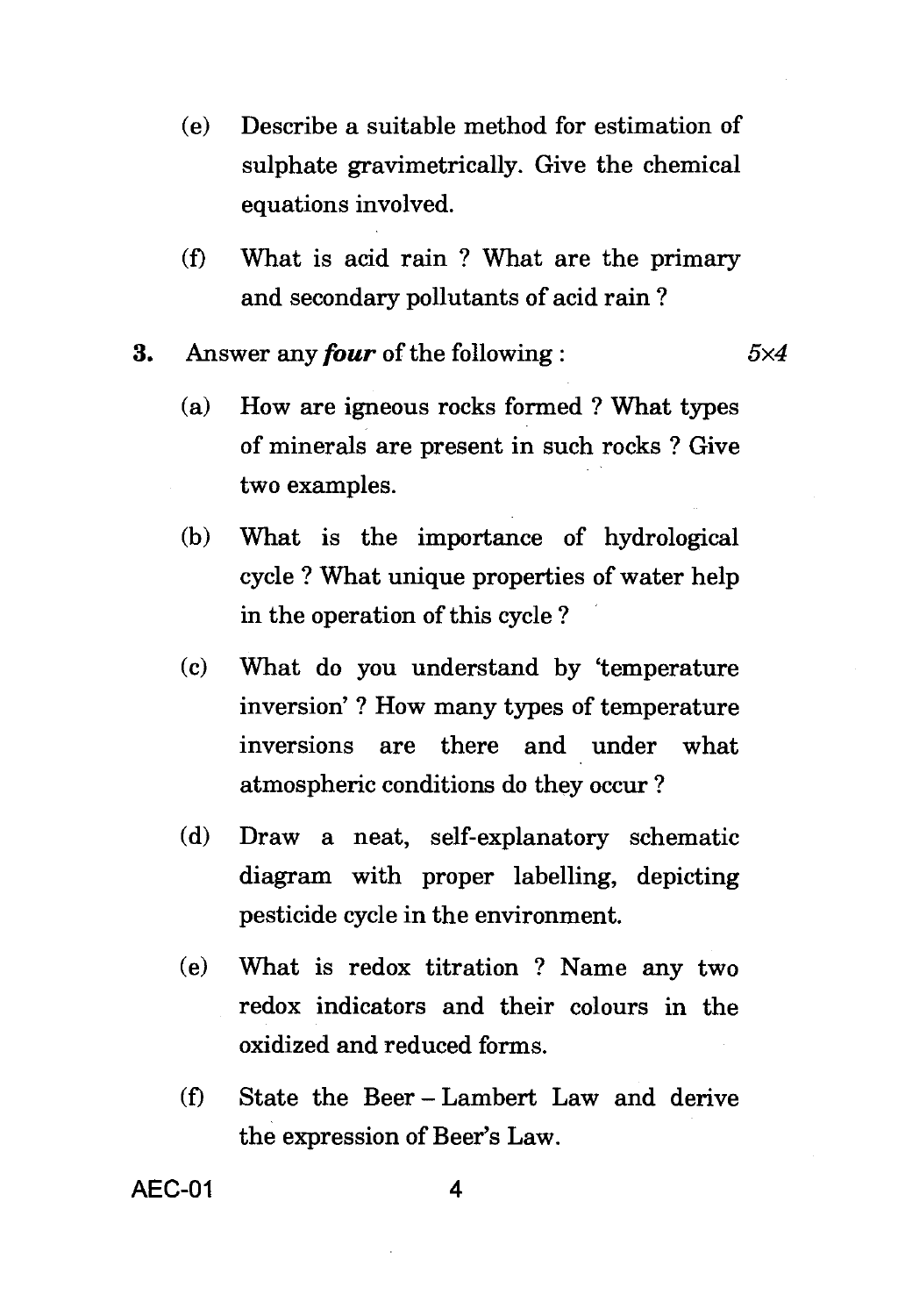(e) Describe a suitable method for estimation of sulphate gravimetrically. Give the chemical equations involved.

(f) What is acid rain ? What are the primary and secondary pollutants of acid rain ?

**3.** Answer any ***four*** of the following : *5×4*

(a) How are igneous rocks formed ? What types of minerals are present in such rocks ? Give two examples.

(b) What is the importance of hydrological cycle ? What unique properties of water help in the operation of this cycle ?

(c) What do you understand by 'temperature inversion' ? How many types of temperature inversions are there and under what atmospheric conditions do they occur ?

(d) Draw a neat, self-explanatory schematic diagram with proper labelling, depicting pesticide cycle in the environment.

(e) What is redox titration ? Name any two redox indicators and their colours in the oxidized and reduced forms.

(f) State the Beer – Lambert Law and derive the expression of Beer's Law.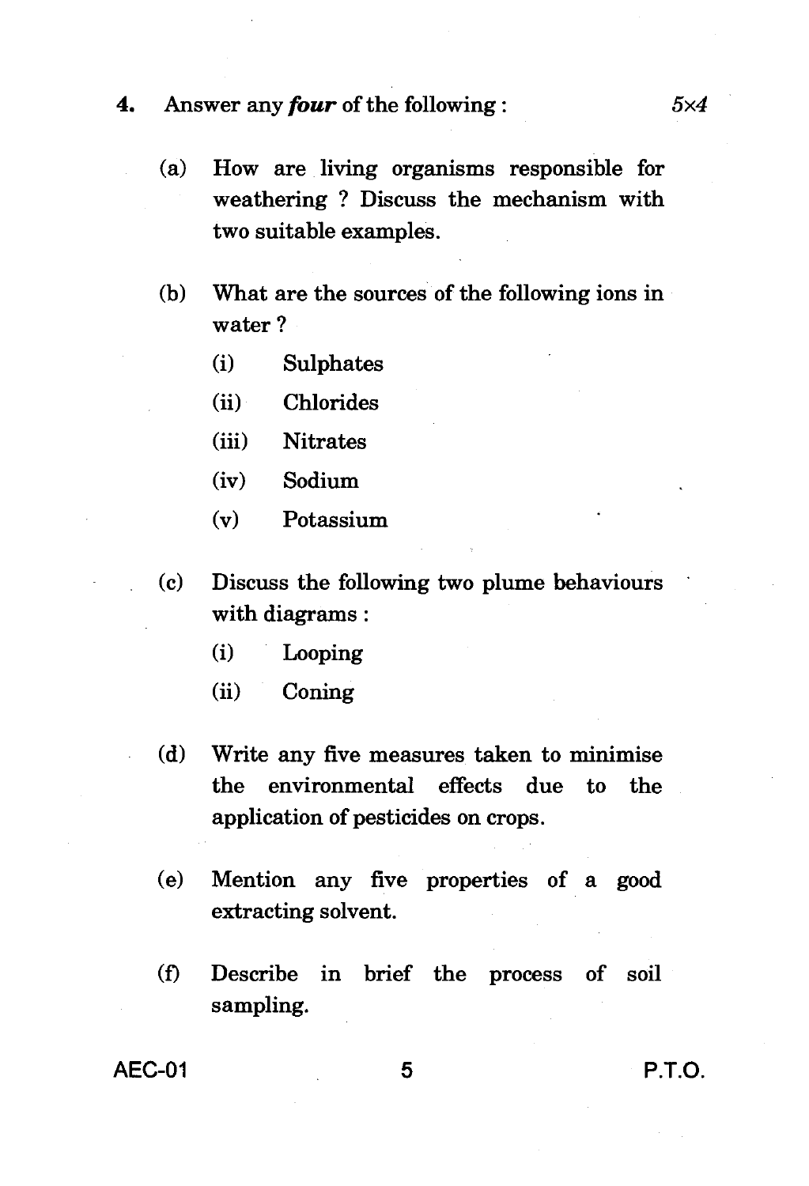4. Answer any ***four*** of the following : *5×4*

(a) How are living organisms responsible for weathering ? Discuss the mechanism with two suitable examples.

(b) What are the sources of the following ions in water ?

   (i) Sulphates

   (ii) Chlorides

   (iii) Nitrates

   (iv) Sodium

   (v) Potassium

(c) Discuss the following two plume behaviours with diagrams :

   (i) Looping

   (ii) Coning

(d) Write any five measures taken to minimise the environmental effects due to the application of pesticides on crops.

(e) Mention any five properties of a good extracting solvent.

(f) Describe in brief the process of soil sampling.

P.T.O.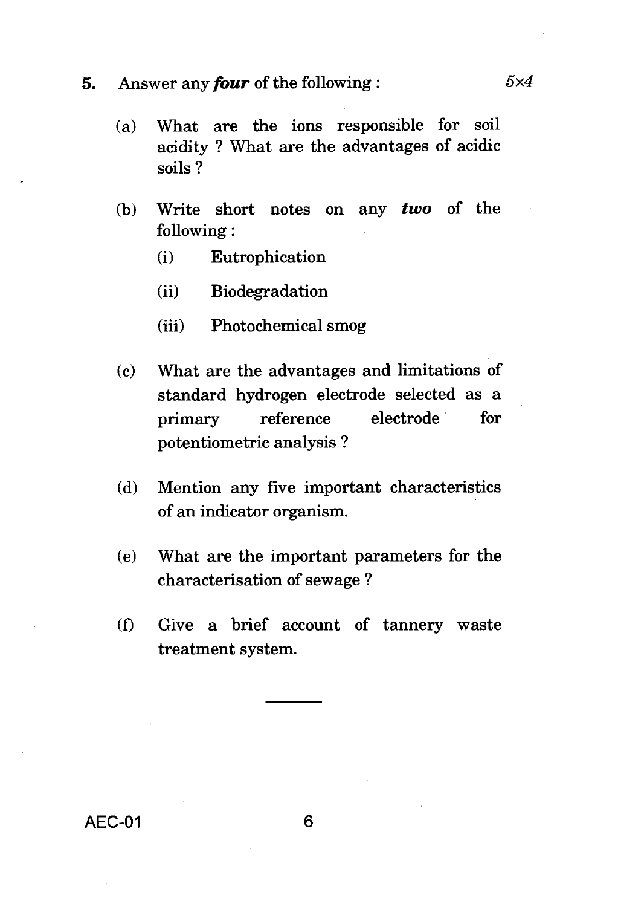5. Answer any ***four*** of the following : *5×4*

   (a) What are the ions responsible for soil acidity ? What are the advantages of acidic soils ?

   (b) Write short notes on any ***two*** of the following :

      (i) Eutrophication

      (ii) Biodegradation

      (iii) Photochemical smog

   (c) What are the advantages and limitations of standard hydrogen electrode selected as a primary reference electrode for potentiometric analysis ?

   (d) Mention any five important characteristics of an indicator organism.

   (e) What are the important parameters for the characterisation of sewage ?

   (f) Give a brief account of tannery waste treatment system.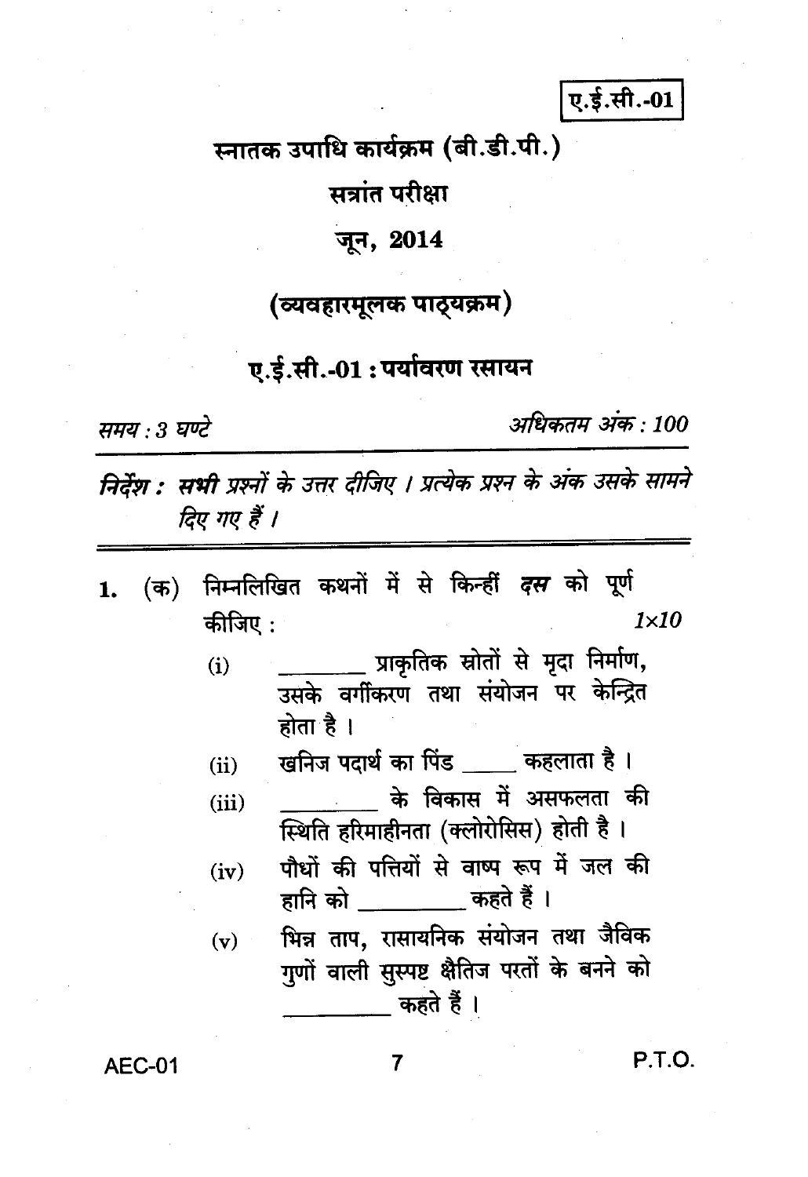**ए.ई.सी.-01**

# स्नातक उपाधि कार्यक्रम (बी.डी.पी.)

## सत्रांत परीक्षा

## जून, 2014

## (व्यवहारमूलक पाठ्यक्रम)

## ए.ई.सी.-01 : पर्यावरण रसायन

*समय : 3 घण्टे* *अधिकतम अंक : 100*

***निर्देश :*** ***सभी*** *प्रश्नों के उत्तर दीजिए । प्रत्येक प्रश्न के अंक उसके सामने दिए गए हैं ।*

---

1. (क) निम्नलिखित कथनों में से किन्हीं ***दस*** को पूर्ण कीजिए : 1×10

   (i) ________ प्राकृतिक स्रोतों से मृदा निर्माण, उसके वर्गीकरण तथा संयोजन पर केन्द्रित होता है ।

   (ii) खनिज पदार्थ का पिंड _____ कहलाता है ।

   (iii) _________ के विकास में असफलता की स्थिति हरिमाहीनता (क्लोरोसिस) होती है ।

   (iv) पौधों की पत्तियों से वाष्प रूप में जल की हानि को _________ कहते हैं ।

   (v) भिन्न ताप, रासायनिक संयोजन तथा जैविक गुणों वाली सुस्पष्ट क्षैतिज परतों के बनने को _________ कहते हैं ।

P.T.O.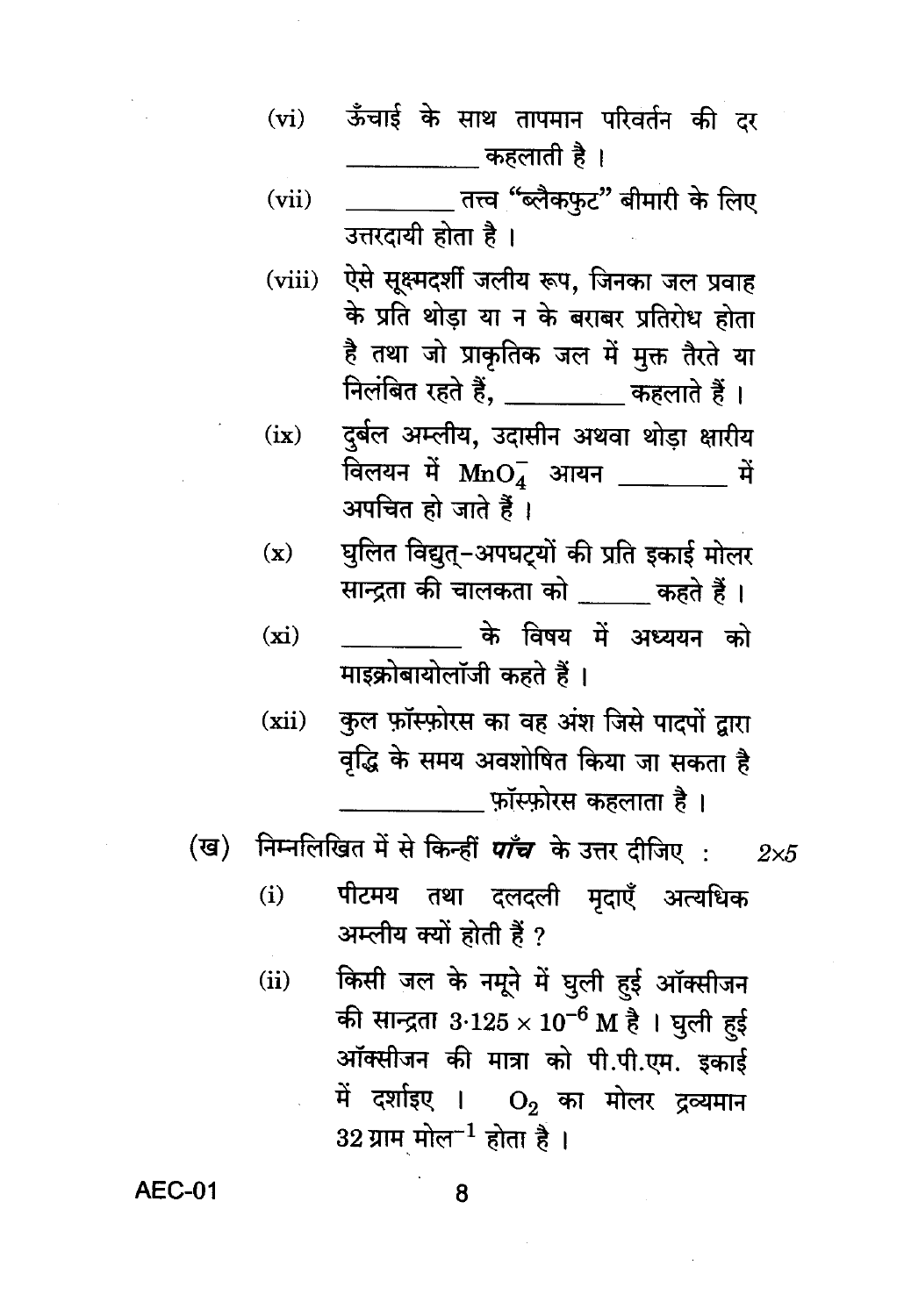(vi) ऊँचाई के साथ तापमान परिवर्तन की दर \_\_\_\_\_\_\_\_\_\_ कहलाती है ।

(vii) \_\_\_\_\_\_\_\_ तत्त्व "ब्लैकफुट" बीमारी के लिए उत्तरदायी होता है ।

(viii) ऐसे सूक्ष्मदर्शी जलीय रूप, जिनका जल प्रवाह के प्रति थोड़ा या न के बराबर प्रतिरोध होता है तथा जो प्राकृतिक जल में मुक्त तैरते या निलंबित रहते हैं, \_\_\_\_\_\_\_\_\_ कहलाते हैं ।

(ix) दुर्बल अम्लीय, उदासीन अथवा थोड़ा क्षारीय विलयन में $MnO_4^-$ आयन \_\_\_\_\_\_\_\_ में अपचित हो जाते हैं ।

(x) घुलित विद्युत्-अपघट्यों की प्रति इकाई मोलर सान्द्रता की चालकता को \_\_\_\_\_\_ कहते हैं ।

(xi) \_\_\_\_\_\_\_\_\_ के विषय में अध्ययन को माइक्रोबायोलॉजी कहते हैं ।

(xii) कुल फ़ॉस्फ़ोरस का वह अंश जिसे पादपों द्वारा वृद्धि के समय अवशोषित किया जा सकता है \_\_\_\_\_\_\_\_\_\_\_ फ़ॉस्फ़ोरस कहलाता है ।

(ख) निम्नलिखित में से किन्हीं ***पाँच*** के उत्तर दीजिए : $2\times5$

(i) पीटमय तथा दलदली मृदाएँ अत्यधिक अम्लीय क्यों होती हैं ?

(ii) किसी जल के नमूने में घुली हुई ऑक्सीजन की सान्द्रता $3{\cdot}125 \times 10^{-6}$ M है । घुली हुई ऑक्सीजन की मात्रा को पी.पी.एम. इकाई में दर्शाइए । $O_2$ का मोलर द्रव्यमान 32 ग्राम मोल$^{-1}$ होता है ।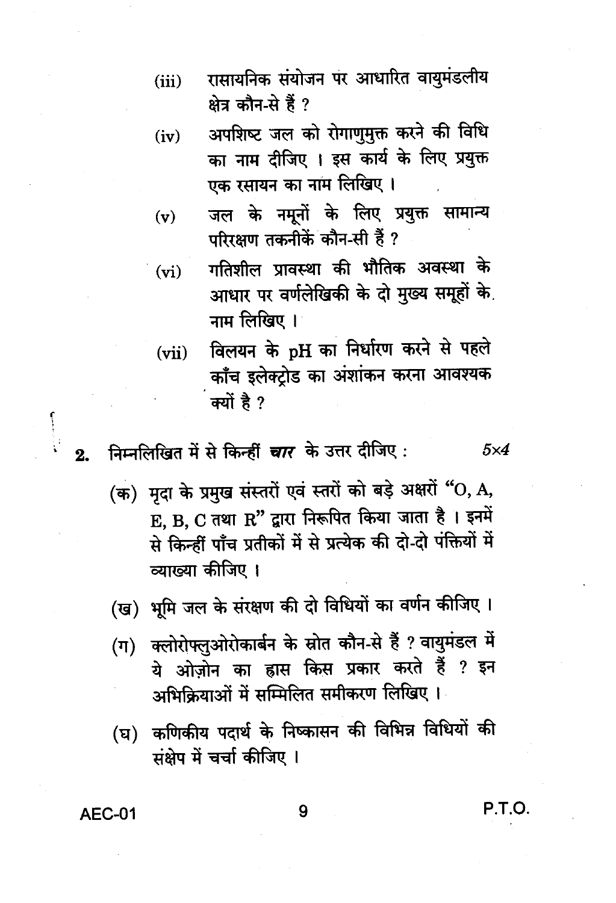(iii) रासायनिक संयोजन पर आधारित वायुमंडलीय क्षेत्र कौन-से हैं ?

(iv) अपशिष्ट जल को रोगाणुमुक्त करने की विधि का नाम दीजिए । इस कार्य के लिए प्रयुक्त एक रसायन का नाम लिखिए ।

(v) जल के नमूनों के लिए प्रयुक्त सामान्य परिरक्षण तकनीकें कौन-सी हैं ?

(vi) गतिशील प्रावस्था की भौतिक अवस्था के आधार पर वर्णलेखिकी के दो मुख्य समूहों के नाम लिखिए ।

(vii) विलयन के pH का निर्धारण करने से पहले काँच इलेक्ट्रोड का अंशांकन करना आवश्यक क्यों है ?

**2.** निम्नलिखित में से किन्हीं ***चार*** के उत्तर दीजिए : *5×4*

(क) मृदा के प्रमुख संस्तरों एवं स्तरों को बड़े अक्षरों "O, A, E, B, C तथा R" द्वारा निरूपित किया जाता है । इनमें से किन्हीं पाँच प्रतीकों में से प्रत्येक की दो-दो पंक्तियों में व्याख्या कीजिए ।

(ख) भूमि जल के संरक्षण की दो विधियों का वर्णन कीजिए ।

(ग) क्लोरोफ्लुओरोकार्बन के स्रोत कौन-से हैं ? वायुमंडल में ये ओज़ोन का ह्रास किस प्रकार करते हैं ? इन अभिक्रियाओं में सम्मिलित समीकरण लिखिए ।

(घ) कणिकीय पदार्थ के निष्कासन की विभिन्न विधियों की संक्षेप में चर्चा कीजिए ।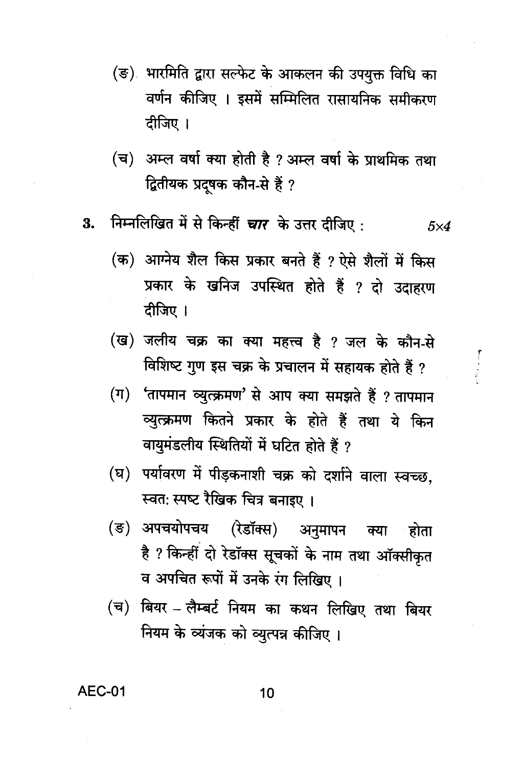(ङ) भारमिति द्वारा सल्फेट के आकलन की उपयुक्त विधि का वर्णन कीजिए । इसमें सम्मिलित रासायनिक समीकरण दीजिए ।

(च) अम्ल वर्षा क्या होती है ? अम्ल वर्षा के प्राथमिक तथा द्वितीयक प्रदूषक कौन-से हैं ?

**3.** निम्नलिखित में से किन्हीं ***चार*** के उत्तर दीजिए : $5 \times 4$

(क) आग्नेय शैल किस प्रकार बनते हैं ? ऐसे शैलों में किस प्रकार के खनिज उपस्थित होते हैं ? दो उदाहरण दीजिए ।

(ख) जलीय चक्र का क्या महत्त्व है ? जल के कौन-से विशिष्ट गुण इस चक्र के प्रचालन में सहायक होते हैं ?

(ग) 'तापमान व्युत्क्रमण' से आप क्या समझते हैं ? तापमान व्युत्क्रमण कितने प्रकार के होते हैं तथा ये किन वायुमंडलीय स्थितियों में घटित होते हैं ?

(घ) पर्यावरण में पीड़कनाशी चक्र को दर्शाने वाला स्वच्छ, स्वत: स्पष्ट रैखिक चित्र बनाइए ।

(ङ) अपचयोपचय (रेडॉक्स) अनुमापन क्या होता है ? किन्हीं दो रेडॉक्स सूचकों के नाम तथा ऑक्सीकृत व अपचित रूपों में उनके रंग लिखिए ।

(च) बियर – लैम्बर्ट नियम का कथन लिखिए तथा बियर नियम के व्यंजक को व्युत्पन्न कीजिए ।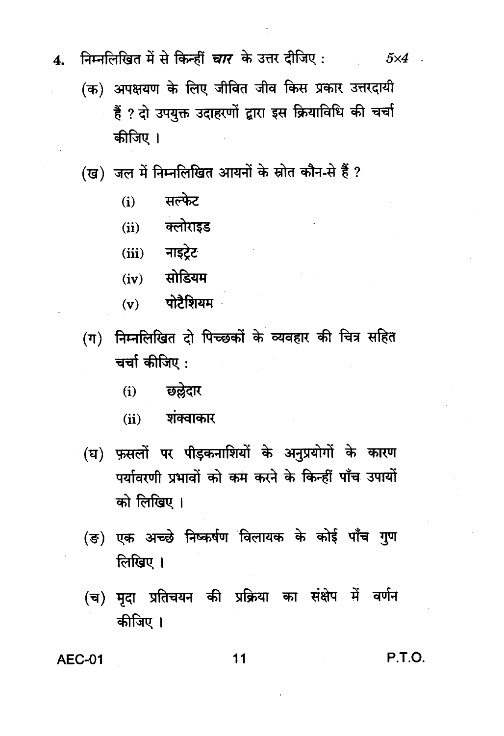4. निम्नलिखित में से किन्हीं ***चार*** के उत्तर दीजिए : $5 \times 4$

(क) अपक्षयण के लिए जीवित जीव किस प्रकार उत्तरदायी हैं ? दो उपयुक्त उदाहरणों द्वारा इस क्रियाविधि की चर्चा कीजिए ।

(ख) जल में निम्नलिखित आयनों के स्रोत कौन-से हैं ?

- (i) सल्फेट
- (ii) क्लोराइड
- (iii) नाइट्रेट
- (iv) सोडियम
- (v) पोटैशियम

(ग) निम्नलिखित दो पिच्छकों के व्यवहार की चित्र सहित चर्चा कीजिए :

- (i) छल्लेदार
- (ii) शंक्वाकार

(घ) फ़सलों पर पीड़कनाशियों के अनुप्रयोगों के कारण पर्यावरणी प्रभावों को कम करने के किन्हीं पाँच उपायों को लिखिए ।

(ङ) एक अच्छे निष्कर्षण विलायक के कोई पाँच गुण लिखिए ।

(च) मृदा प्रतिचयन की प्रक्रिया का संक्षेप में वर्णन कीजिए ।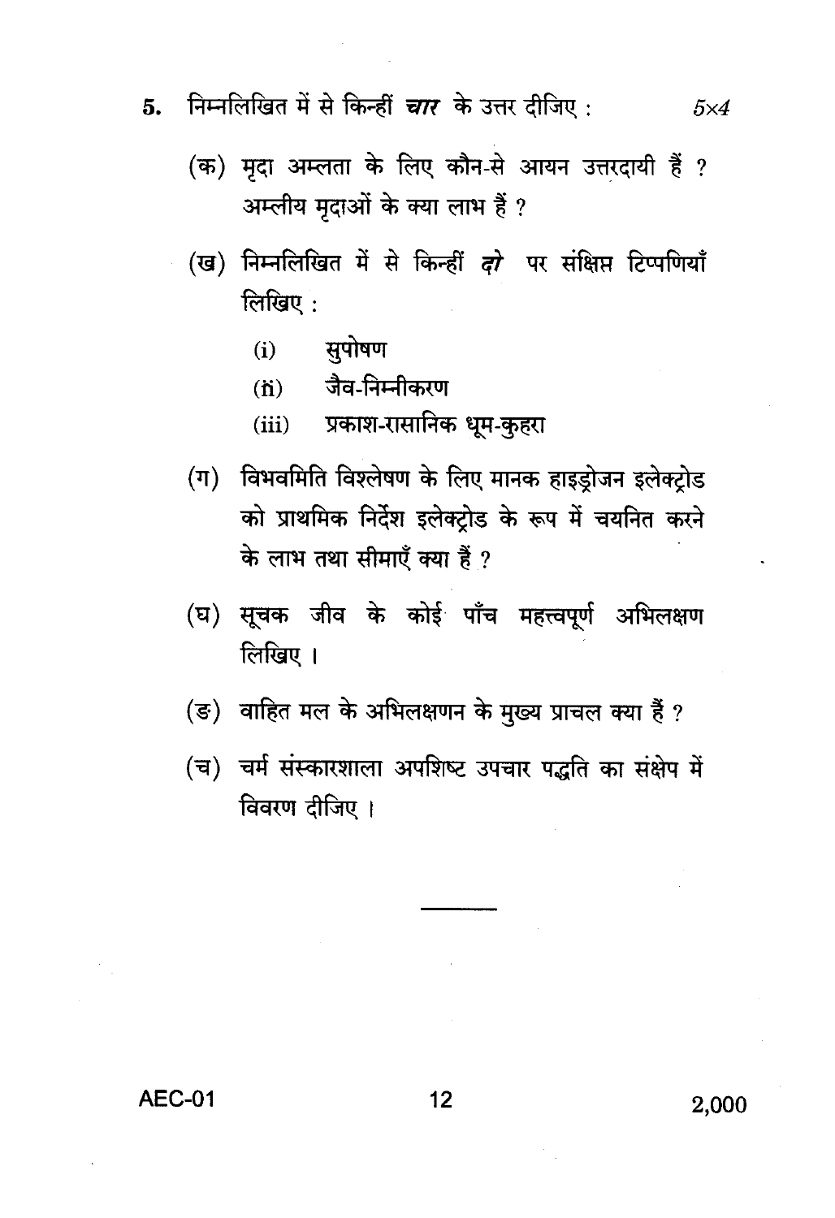5. निम्नलिखित में से किन्हीं ***चार*** के उत्तर दीजिए : $5 \times 4$

(क) मृदा अम्लता के लिए कौन-से आयन उत्तरदायी हैं ? अम्लीय मृदाओं के क्या लाभ हैं ?

(ख) निम्नलिखित में से किन्हीं ***दो*** पर संक्षिप्त टिप्पणियाँ लिखिए :

(i) सुपोषण

(ii) जैव-निम्नीकरण

(iii) प्रकाश-रासानिक धूम-कुहरा

(ग) विभवमिति विश्लेषण के लिए मानक हाइड्रोजन इलेक्ट्रोड को प्राथमिक निर्देश इलेक्ट्रोड के रूप में चयनित करने के लाभ तथा सीमाएँ क्या हैं ?

(घ) सूचक जीव के कोई पाँच महत्त्वपूर्ण अभिलक्षण लिखिए ।

(ङ) वाहित मल के अभिलक्षणन के मुख्य प्राचल क्या हैं ?

(च) चर्म संस्कारशाला अपशिष्ट उपचार पद्धति का संक्षेप में विवरण दीजिए ।

AEC-01 2,000